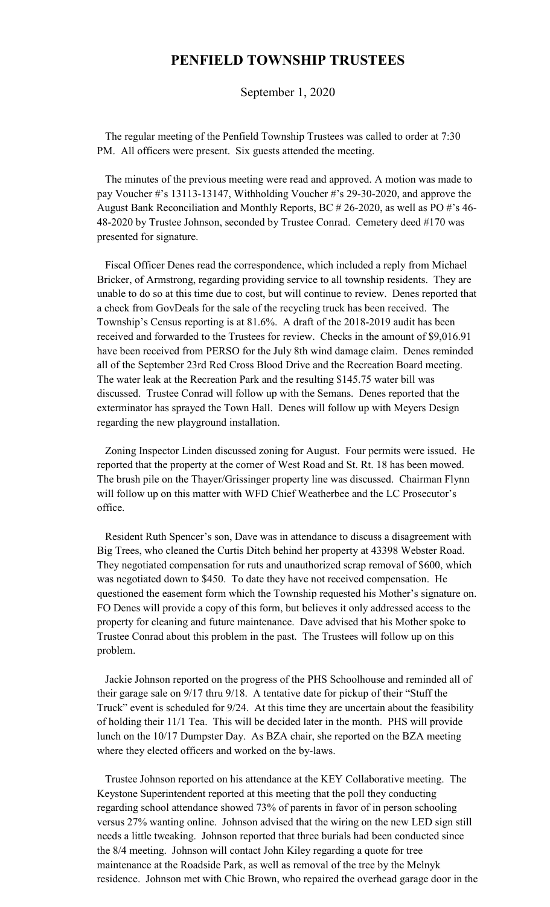# PENFIELD TOWNSHIP TRUSTEES

September 1, 2020

The regular meeting of the Penfield Township Trustees was called to order at 7:30 PM. All officers were present. Six guests attended the meeting.

The minutes of the previous meeting were read and approved. A motion was made to pay Voucher #'s 13113-13147, Withholding Voucher #'s 29-30-2020, and approve the August Bank Reconciliation and Monthly Reports, BC # 26-2020, as well as PO #'s 46-48-2020 by Trustee Johnson, seconded by Trustee Conrad. Cemetery deed #170 was presented for signature.

Fiscal Officer Denes read the correspondence, which included a reply from Michael Bricker, of Armstrong, regarding providing service to all township residents. They are unable to do so at this time due to cost, but will continue to review. Denes reported that a check from GovDeals for the sale of the recycling truck has been received. The Township's Census reporting is at 81.6%. A draft of the 2018-2019 audit has been received and forwarded to the Trustees for review. Checks in the amount of $9,016.91 have been received from PERSO for the July 8th wind damage claim. Denes reminded all of the September 23rd Red Cross Blood Drive and the Recreation Board meeting. The water leak at the Recreation Park and the resulting $145.75 water bill was discussed. Trustee Conrad will follow up with the Semans. Denes reported that the exterminator has sprayed the Town Hall. Denes will follow up with Meyers Design regarding the new playground installation.

Zoning Inspector Linden discussed zoning for August. Four permits were issued. He reported that the property at the corner of West Road and St. Rt. 18 has been mowed. The brush pile on the Thayer/Grissinger property line was discussed. Chairman Flynn will follow up on this matter with WFD Chief Weatherbee and the LC Prosecutor's office.

Resident Ruth Spencer's son, Dave was in attendance to discuss a disagreement with Big Trees, who cleaned the Curtis Ditch behind her property at 43398 Webster Road. They negotiated compensation for ruts and unauthorized scrap removal of $600, which was negotiated down to $450. To date they have not received compensation. He questioned the easement form which the Township requested his Mother's signature on. FO Denes will provide a copy of this form, but believes it only addressed access to the property for cleaning and future maintenance. Dave advised that his Mother spoke to Trustee Conrad about this problem in the past. The Trustees will follow up on this problem.

Jackie Johnson reported on the progress of the PHS Schoolhouse and reminded all of their garage sale on 9/17 thru 9/18. A tentative date for pickup of their "Stuff the Truck" event is scheduled for 9/24. At this time they are uncertain about the feasibility of holding their 11/1 Tea. This will be decided later in the month. PHS will provide lunch on the 10/17 Dumpster Day. As BZA chair, she reported on the BZA meeting where they elected officers and worked on the by-laws.

Trustee Johnson reported on his attendance at the KEY Collaborative meeting. The Keystone Superintendent reported at this meeting that the poll they conducting regarding school attendance showed 73% of parents in favor of in person schooling versus 27% wanting online. Johnson advised that the wiring on the new LED sign still needs a little tweaking. Johnson reported that three burials had been conducted since the 8/4 meeting. Johnson will contact John Kiley regarding a quote for tree maintenance at the Roadside Park, as well as removal of the tree by the Melnyk residence. Johnson met with Chic Brown, who repaired the overhead garage door in the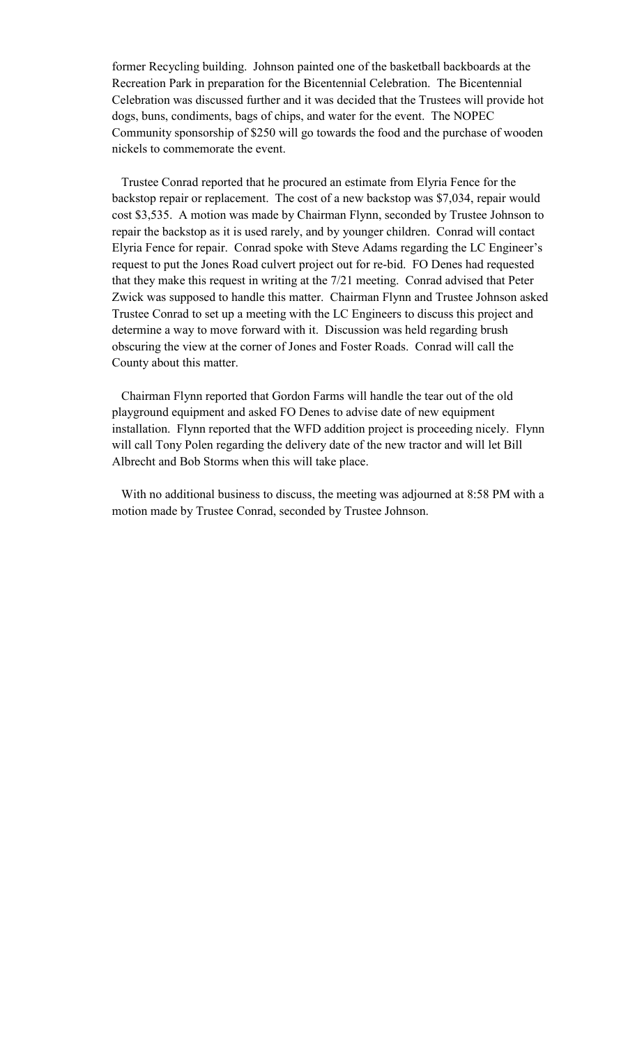former Recycling building. Johnson painted one of the basketball backboards at the Recreation Park in preparation for the Bicentennial Celebration. The Bicentennial Celebration was discussed further and it was decided that the Trustees will provide hot dogs, buns, condiments, bags of chips, and water for the event. The NOPEC Community sponsorship of $250 will go towards the food and the purchase of wooden nickels to commemorate the event.

Trustee Conrad reported that he procured an estimate from Elyria Fence for the backstop repair or replacement. The cost of a new backstop was $7,034, repair would cost $3,535. A motion was made by Chairman Flynn, seconded by Trustee Johnson to repair the backstop as it is used rarely, and by younger children. Conrad will contact Elyria Fence for repair. Conrad spoke with Steve Adams regarding the LC Engineer's request to put the Jones Road culvert project out for re-bid. FO Denes had requested that they make this request in writing at the 7/21 meeting. Conrad advised that Peter Zwick was supposed to handle this matter. Chairman Flynn and Trustee Johnson asked Trustee Conrad to set up a meeting with the LC Engineers to discuss this project and determine a way to move forward with it. Discussion was held regarding brush obscuring the view at the corner of Jones and Foster Roads. Conrad will call the County about this matter.

Chairman Flynn reported that Gordon Farms will handle the tear out of the old playground equipment and asked FO Denes to advise date of new equipment installation. Flynn reported that the WFD addition project is proceeding nicely. Flynn will call Tony Polen regarding the delivery date of the new tractor and will let Bill Albrecht and Bob Storms when this will take place.

With no additional business to discuss, the meeting was adjourned at 8:58 PM with a motion made by Trustee Conrad, seconded by Trustee Johnson.